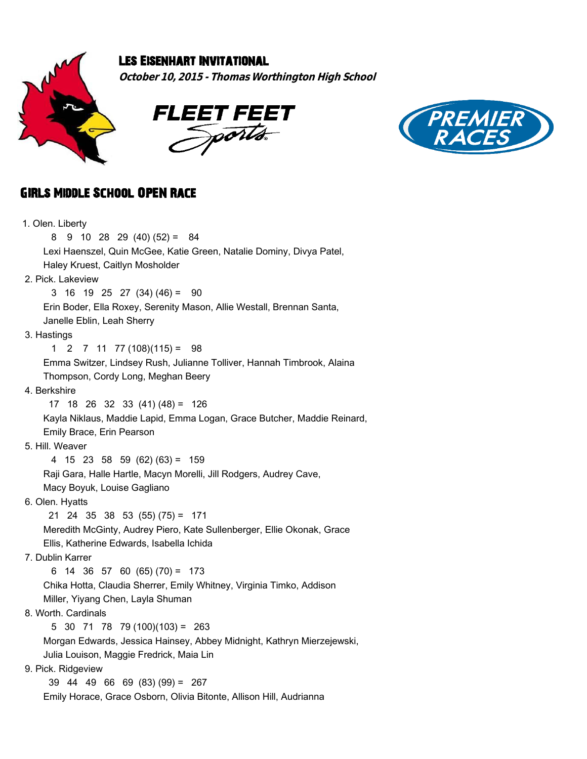# Les Eisenhart Invitational

***October 10, 2015 - Thomas Worthington High School***

FLEET FEET Sports

PREMIER RACES

## Girls Middle School Open Race

1. Olen. Liberty
   8 9 10 28 29 (40) (52) = 84
   Lexi Haenszel, Quin McGee, Katie Green, Natalie Dominy, Divya Patel, Haley Kruest, Caitlyn Mosholder
2. Pick. Lakeview
   3 16 19 25 27 (34) (46) = 90
   Erin Boder, Ella Roxey, Serenity Mason, Allie Westall, Brennan Santa, Janelle Eblin, Leah Sherry
3. Hastings
   1 2 7 11 77 (108)(115) = 98
   Emma Switzer, Lindsey Rush, Julianne Tolliver, Hannah Timbrook, Alaina Thompson, Cordy Long, Meghan Beery
4. Berkshire
   17 18 26 32 33 (41) (48) = 126
   Kayla Niklaus, Maddie Lapid, Emma Logan, Grace Butcher, Maddie Reinard, Emily Brace, Erin Pearson
5. Hill. Weaver
   4 15 23 58 59 (62) (63) = 159
   Raji Gara, Halle Hartle, Macyn Morelli, Jill Rodgers, Audrey Cave, Macy Boyuk, Louise Gagliano
6. Olen. Hyatts
   21 24 35 38 53 (55) (75) = 171
   Meredith McGinty, Audrey Piero, Kate Sullenberger, Ellie Okonak, Grace Ellis, Katherine Edwards, Isabella Ichida
7. Dublin Karrer
   6 14 36 57 60 (65) (70) = 173
   Chika Hotta, Claudia Sherrer, Emily Whitney, Virginia Timko, Addison Miller, Yiyang Chen, Layla Shuman
8. Worth. Cardinals
   5 30 71 78 79 (100)(103) = 263
   Morgan Edwards, Jessica Hainsey, Abbey Midnight, Kathryn Mierzejewski, Julia Louison, Maggie Fredrick, Maia Lin
9. Pick. Ridgeview
   39 44 49 66 69 (83) (99) = 267
   Emily Horace, Grace Osborn, Olivia Bitonte, Allison Hill, Audrianna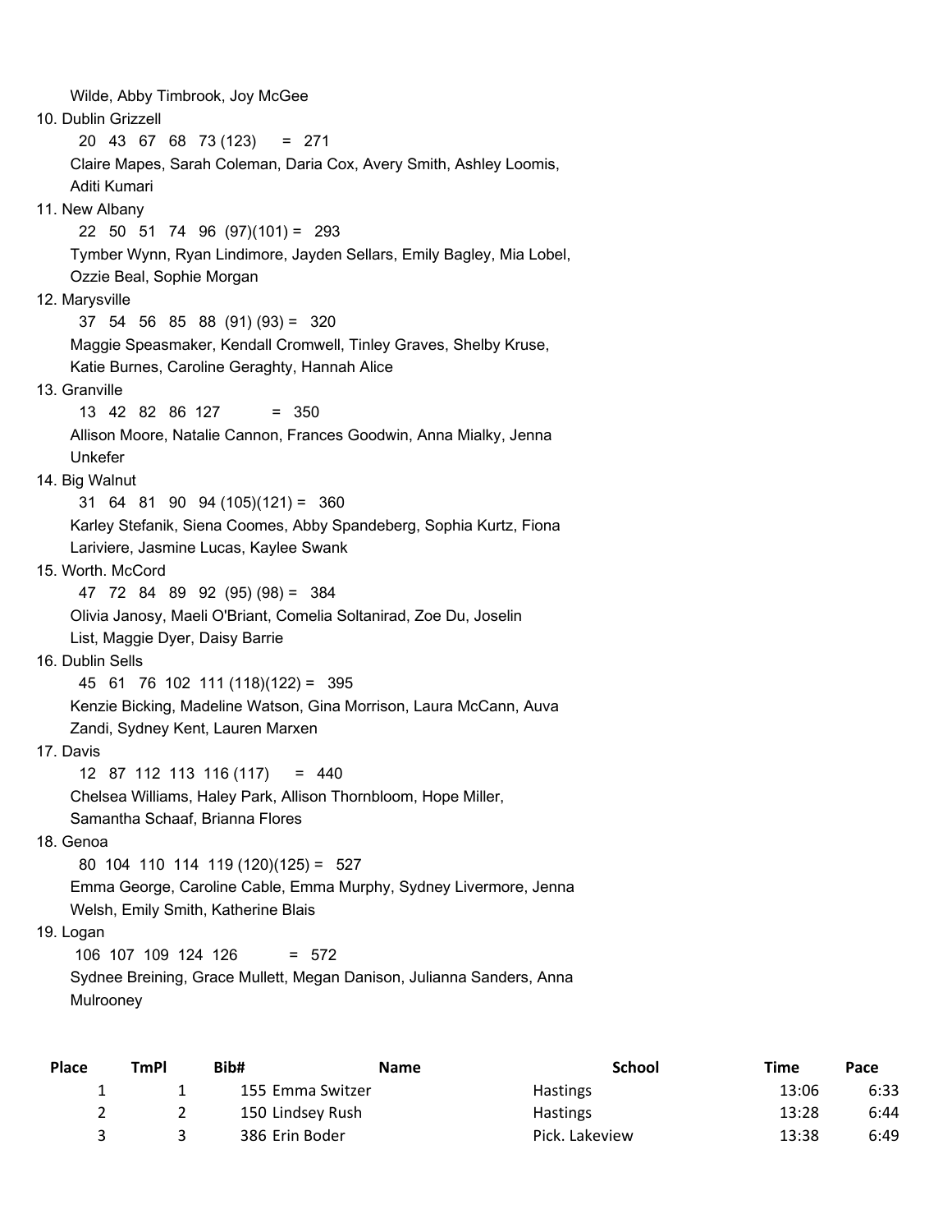Wilde, Abby Timbrook, Joy McGee

10. Dublin Grizzell
    20 43 67 68 73 (123) = 271
    Claire Mapes, Sarah Coleman, Daria Cox, Avery Smith, Ashley Loomis, Aditi Kumari
11. New Albany
    22 50 51 74 96 (97)(101) = 293
    Tymber Wynn, Ryan Lindimore, Jayden Sellars, Emily Bagley, Mia Lobel, Ozzie Beal, Sophie Morgan
12. Marysville
    37 54 56 85 88 (91) (93) = 320
    Maggie Speasmaker, Kendall Cromwell, Tinley Graves, Shelby Kruse, Katie Burnes, Caroline Geraghty, Hannah Alice
13. Granville
    13 42 82 86 127 = 350
    Allison Moore, Natalie Cannon, Frances Goodwin, Anna Mialky, Jenna Unkefer
14. Big Walnut
    31 64 81 90 94 (105)(121) = 360
    Karley Stefanik, Siena Coomes, Abby Spandeberg, Sophia Kurtz, Fiona Lariviere, Jasmine Lucas, Kaylee Swank
15. Worth. McCord
    47 72 84 89 92 (95) (98) = 384
    Olivia Janosy, Maeli O'Briant, Comelia Soltanirad, Zoe Du, Joselin List, Maggie Dyer, Daisy Barrie
16. Dublin Sells
    45 61 76 102 111 (118)(122) = 395
    Kenzie Bicking, Madeline Watson, Gina Morrison, Laura McCann, Auva Zandi, Sydney Kent, Lauren Marxen
17. Davis
    12 87 112 113 116 (117) = 440
    Chelsea Williams, Haley Park, Allison Thornbloom, Hope Miller, Samantha Schaaf, Brianna Flores
18. Genoa
    80 104 110 114 119 (120)(125) = 527
    Emma George, Caroline Cable, Emma Murphy, Sydney Livermore, Jenna Welsh, Emily Smith, Katherine Blais
19. Logan
    106 107 109 124 126 = 572
    Sydnee Breining, Grace Mullett, Megan Danison, Julianna Sanders, Anna Mulrooney

| Place | TmPl | Bib# | Name | School | Time | Pace |
|---|---|---|---|---|---|---|
| 1 | 1 | 155 | Emma Switzer | Hastings | 13:06 | 6:33 |
| 2 | 2 | 150 | Lindsey Rush | Hastings | 13:28 | 6:44 |
| 3 | 3 | 386 | Erin Boder | Pick. Lakeview | 13:38 | 6:49 |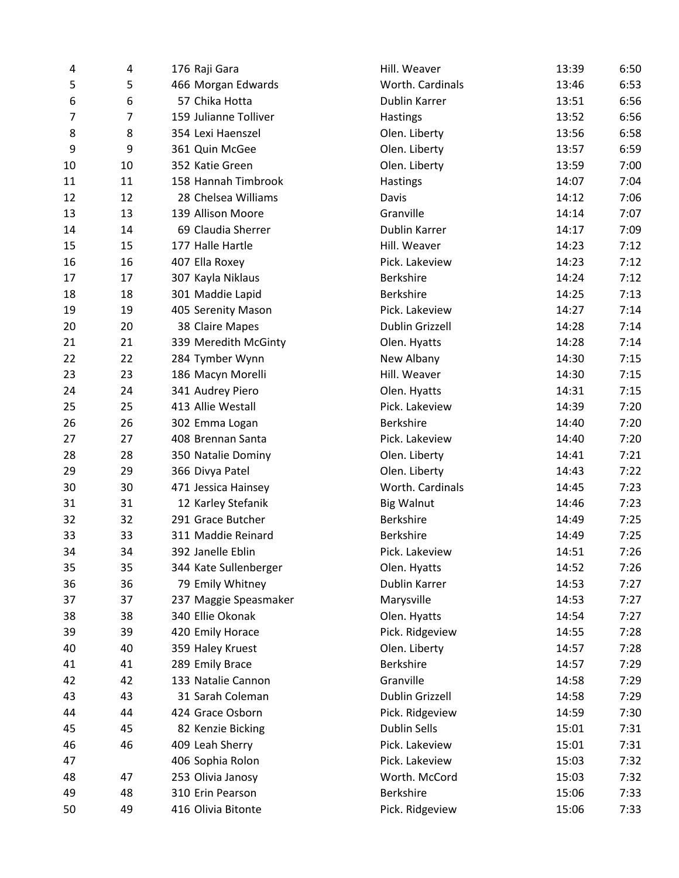| | | | | | |
|---|---|---|---|---|---|
| 4 | 4 | 176 Raji Gara | Hill. Weaver | 13:39 | 6:50 |
| 5 | 5 | 466 Morgan Edwards | Worth. Cardinals | 13:46 | 6:53 |
| 6 | 6 | 57 Chika Hotta | Dublin Karrer | 13:51 | 6:56 |
| 7 | 7 | 159 Julianne Tolliver | Hastings | 13:52 | 6:56 |
| 8 | 8 | 354 Lexi Haenszel | Olen. Liberty | 13:56 | 6:58 |
| 9 | 9 | 361 Quin McGee | Olen. Liberty | 13:57 | 6:59 |
| 10 | 10 | 352 Katie Green | Olen. Liberty | 13:59 | 7:00 |
| 11 | 11 | 158 Hannah Timbrook | Hastings | 14:07 | 7:04 |
| 12 | 12 | 28 Chelsea Williams | Davis | 14:12 | 7:06 |
| 13 | 13 | 139 Allison Moore | Granville | 14:14 | 7:07 |
| 14 | 14 | 69 Claudia Sherrer | Dublin Karrer | 14:17 | 7:09 |
| 15 | 15 | 177 Halle Hartle | Hill. Weaver | 14:23 | 7:12 |
| 16 | 16 | 407 Ella Roxey | Pick. Lakeview | 14:23 | 7:12 |
| 17 | 17 | 307 Kayla Niklaus | Berkshire | 14:24 | 7:12 |
| 18 | 18 | 301 Maddie Lapid | Berkshire | 14:25 | 7:13 |
| 19 | 19 | 405 Serenity Mason | Pick. Lakeview | 14:27 | 7:14 |
| 20 | 20 | 38 Claire Mapes | Dublin Grizzell | 14:28 | 7:14 |
| 21 | 21 | 339 Meredith McGinty | Olen. Hyatts | 14:28 | 7:14 |
| 22 | 22 | 284 Tymber Wynn | New Albany | 14:30 | 7:15 |
| 23 | 23 | 186 Macyn Morelli | Hill. Weaver | 14:30 | 7:15 |
| 24 | 24 | 341 Audrey Piero | Olen. Hyatts | 14:31 | 7:15 |
| 25 | 25 | 413 Allie Westall | Pick. Lakeview | 14:39 | 7:20 |
| 26 | 26 | 302 Emma Logan | Berkshire | 14:40 | 7:20 |
| 27 | 27 | 408 Brennan Santa | Pick. Lakeview | 14:40 | 7:20 |
| 28 | 28 | 350 Natalie Dominy | Olen. Liberty | 14:41 | 7:21 |
| 29 | 29 | 366 Divya Patel | Olen. Liberty | 14:43 | 7:22 |
| 30 | 30 | 471 Jessica Hainsey | Worth. Cardinals | 14:45 | 7:23 |
| 31 | 31 | 12 Karley Stefanik | Big Walnut | 14:46 | 7:23 |
| 32 | 32 | 291 Grace Butcher | Berkshire | 14:49 | 7:25 |
| 33 | 33 | 311 Maddie Reinard | Berkshire | 14:49 | 7:25 |
| 34 | 34 | 392 Janelle Eblin | Pick. Lakeview | 14:51 | 7:26 |
| 35 | 35 | 344 Kate Sullenberger | Olen. Hyatts | 14:52 | 7:26 |
| 36 | 36 | 79 Emily Whitney | Dublin Karrer | 14:53 | 7:27 |
| 37 | 37 | 237 Maggie Speasmaker | Marysville | 14:53 | 7:27 |
| 38 | 38 | 340 Ellie Okonak | Olen. Hyatts | 14:54 | 7:27 |
| 39 | 39 | 420 Emily Horace | Pick. Ridgeview | 14:55 | 7:28 |
| 40 | 40 | 359 Haley Kruest | Olen. Liberty | 14:57 | 7:28 |
| 41 | 41 | 289 Emily Brace | Berkshire | 14:57 | 7:29 |
| 42 | 42 | 133 Natalie Cannon | Granville | 14:58 | 7:29 |
| 43 | 43 | 31 Sarah Coleman | Dublin Grizzell | 14:58 | 7:29 |
| 44 | 44 | 424 Grace Osborn | Pick. Ridgeview | 14:59 | 7:30 |
| 45 | 45 | 82 Kenzie Bicking | Dublin Sells | 15:01 | 7:31 |
| 46 | 46 | 409 Leah Sherry | Pick. Lakeview | 15:01 | 7:31 |
| 47 | | 406 Sophia Rolon | Pick. Lakeview | 15:03 | 7:32 |
| 48 | 47 | 253 Olivia Janosy | Worth. McCord | 15:03 | 7:32 |
| 49 | 48 | 310 Erin Pearson | Berkshire | 15:06 | 7:33 |
| 50 | 49 | 416 Olivia Bitonte | Pick. Ridgeview | 15:06 | 7:33 |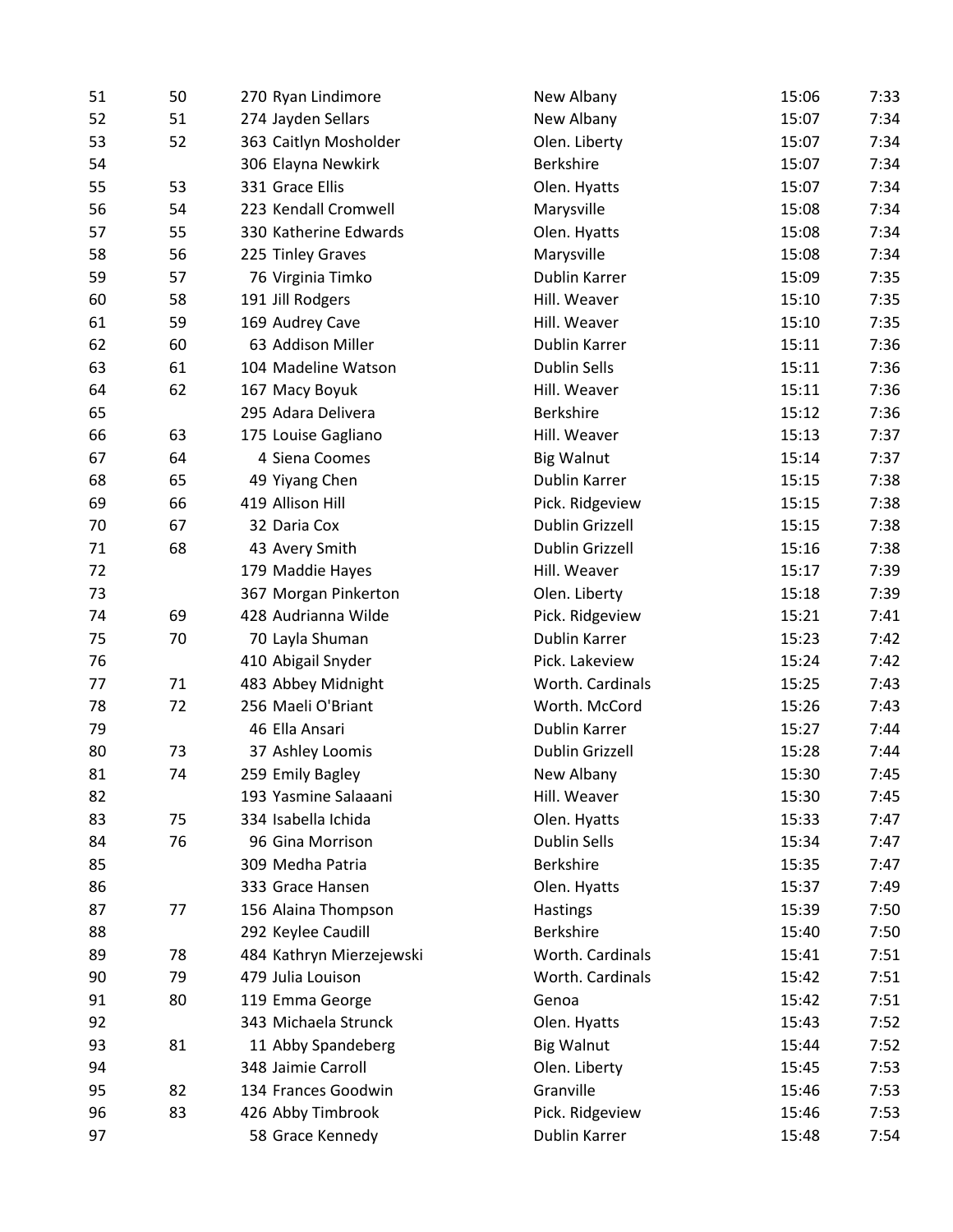| | | | | | |
|---|---|---|---|---|---|
| 51 | 50 | 270 Ryan Lindimore | New Albany | 15:06 | 7:33 |
| 52 | 51 | 274 Jayden Sellars | New Albany | 15:07 | 7:34 |
| 53 | 52 | 363 Caitlyn Mosholder | Olen. Liberty | 15:07 | 7:34 |
| 54 | | 306 Elayna Newkirk | Berkshire | 15:07 | 7:34 |
| 55 | 53 | 331 Grace Ellis | Olen. Hyatts | 15:07 | 7:34 |
| 56 | 54 | 223 Kendall Cromwell | Marysville | 15:08 | 7:34 |
| 57 | 55 | 330 Katherine Edwards | Olen. Hyatts | 15:08 | 7:34 |
| 58 | 56 | 225 Tinley Graves | Marysville | 15:08 | 7:34 |
| 59 | 57 | 76 Virginia Timko | Dublin Karrer | 15:09 | 7:35 |
| 60 | 58 | 191 Jill Rodgers | Hill. Weaver | 15:10 | 7:35 |
| 61 | 59 | 169 Audrey Cave | Hill. Weaver | 15:10 | 7:35 |
| 62 | 60 | 63 Addison Miller | Dublin Karrer | 15:11 | 7:36 |
| 63 | 61 | 104 Madeline Watson | Dublin Sells | 15:11 | 7:36 |
| 64 | 62 | 167 Macy Boyuk | Hill. Weaver | 15:11 | 7:36 |
| 65 | | 295 Adara Delivera | Berkshire | 15:12 | 7:36 |
| 66 | 63 | 175 Louise Gagliano | Hill. Weaver | 15:13 | 7:37 |
| 67 | 64 | 4 Siena Coomes | Big Walnut | 15:14 | 7:37 |
| 68 | 65 | 49 Yiyang Chen | Dublin Karrer | 15:15 | 7:38 |
| 69 | 66 | 419 Allison Hill | Pick. Ridgeview | 15:15 | 7:38 |
| 70 | 67 | 32 Daria Cox | Dublin Grizzell | 15:15 | 7:38 |
| 71 | 68 | 43 Avery Smith | Dublin Grizzell | 15:16 | 7:38 |
| 72 | | 179 Maddie Hayes | Hill. Weaver | 15:17 | 7:39 |
| 73 | | 367 Morgan Pinkerton | Olen. Liberty | 15:18 | 7:39 |
| 74 | 69 | 428 Audrianna Wilde | Pick. Ridgeview | 15:21 | 7:41 |
| 75 | 70 | 70 Layla Shuman | Dublin Karrer | 15:23 | 7:42 |
| 76 | | 410 Abigail Snyder | Pick. Lakeview | 15:24 | 7:42 |
| 77 | 71 | 483 Abbey Midnight | Worth. Cardinals | 15:25 | 7:43 |
| 78 | 72 | 256 Maeli O'Briant | Worth. McCord | 15:26 | 7:43 |
| 79 | | 46 Ella Ansari | Dublin Karrer | 15:27 | 7:44 |
| 80 | 73 | 37 Ashley Loomis | Dublin Grizzell | 15:28 | 7:44 |
| 81 | 74 | 259 Emily Bagley | New Albany | 15:30 | 7:45 |
| 82 | | 193 Yasmine Salaaani | Hill. Weaver | 15:30 | 7:45 |
| 83 | 75 | 334 Isabella Ichida | Olen. Hyatts | 15:33 | 7:47 |
| 84 | 76 | 96 Gina Morrison | Dublin Sells | 15:34 | 7:47 |
| 85 | | 309 Medha Patria | Berkshire | 15:35 | 7:47 |
| 86 | | 333 Grace Hansen | Olen. Hyatts | 15:37 | 7:49 |
| 87 | 77 | 156 Alaina Thompson | Hastings | 15:39 | 7:50 |
| 88 | | 292 Keylee Caudill | Berkshire | 15:40 | 7:50 |
| 89 | 78 | 484 Kathryn Mierzejewski | Worth. Cardinals | 15:41 | 7:51 |
| 90 | 79 | 479 Julia Louison | Worth. Cardinals | 15:42 | 7:51 |
| 91 | 80 | 119 Emma George | Genoa | 15:42 | 7:51 |
| 92 | | 343 Michaela Strunck | Olen. Hyatts | 15:43 | 7:52 |
| 93 | 81 | 11 Abby Spandeberg | Big Walnut | 15:44 | 7:52 |
| 94 | | 348 Jaimie Carroll | Olen. Liberty | 15:45 | 7:53 |
| 95 | 82 | 134 Frances Goodwin | Granville | 15:46 | 7:53 |
| 96 | 83 | 426 Abby Timbrook | Pick. Ridgeview | 15:46 | 7:53 |
| 97 | | 58 Grace Kennedy | Dublin Karrer | 15:48 | 7:54 |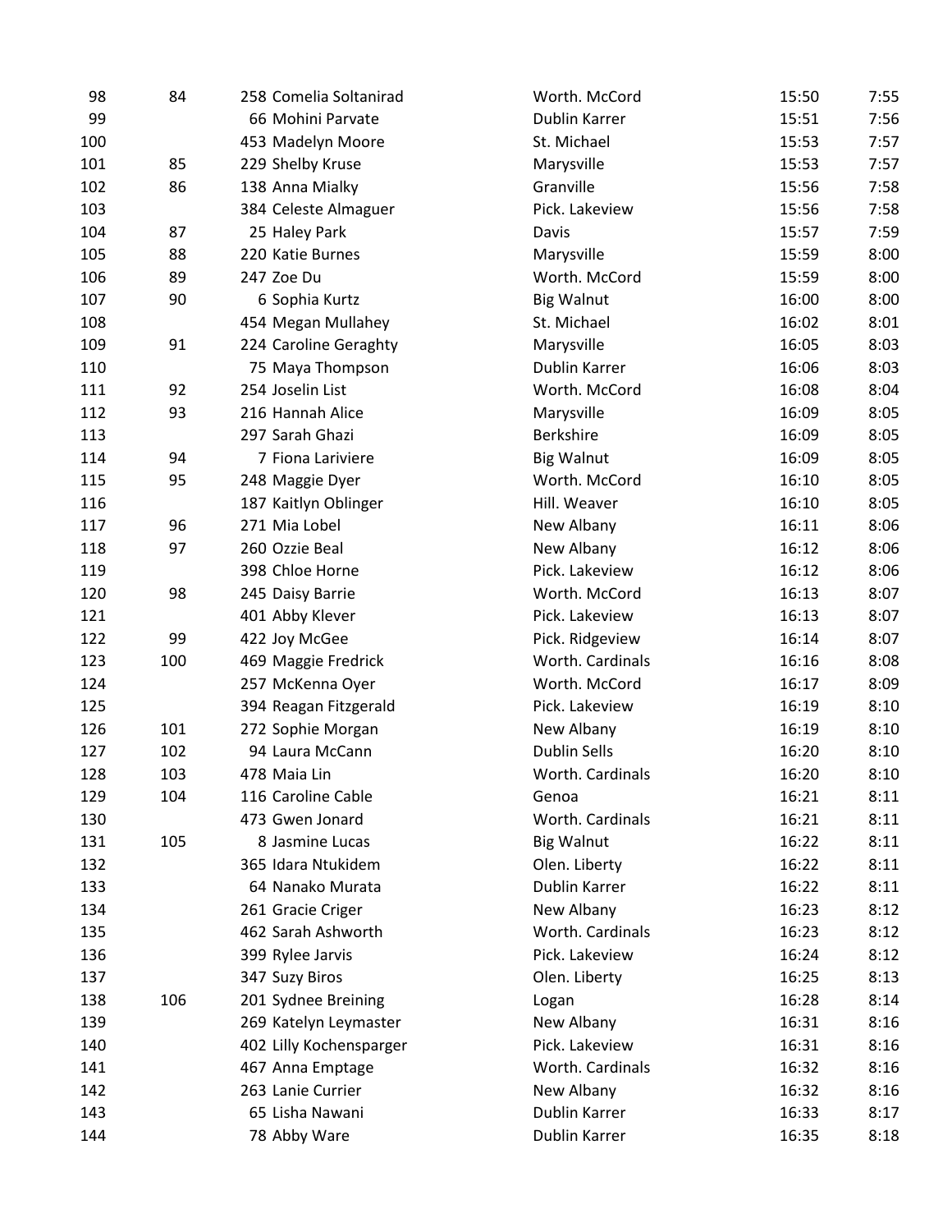| | | | | | |
|---|---|---|---|---|---|
| 98 | 84 | 258 Comelia Soltanirad | Worth. McCord | 15:50 | 7:55 |
| 99 | | 66 Mohini Parvate | Dublin Karrer | 15:51 | 7:56 |
| 100 | | 453 Madelyn Moore | St. Michael | 15:53 | 7:57 |
| 101 | 85 | 229 Shelby Kruse | Marysville | 15:53 | 7:57 |
| 102 | 86 | 138 Anna Mialky | Granville | 15:56 | 7:58 |
| 103 | | 384 Celeste Almaguer | Pick. Lakeview | 15:56 | 7:58 |
| 104 | 87 | 25 Haley Park | Davis | 15:57 | 7:59 |
| 105 | 88 | 220 Katie Burnes | Marysville | 15:59 | 8:00 |
| 106 | 89 | 247 Zoe Du | Worth. McCord | 15:59 | 8:00 |
| 107 | 90 | 6 Sophia Kurtz | Big Walnut | 16:00 | 8:00 |
| 108 | | 454 Megan Mullahey | St. Michael | 16:02 | 8:01 |
| 109 | 91 | 224 Caroline Geraghty | Marysville | 16:05 | 8:03 |
| 110 | | 75 Maya Thompson | Dublin Karrer | 16:06 | 8:03 |
| 111 | 92 | 254 Joselin List | Worth. McCord | 16:08 | 8:04 |
| 112 | 93 | 216 Hannah Alice | Marysville | 16:09 | 8:05 |
| 113 | | 297 Sarah Ghazi | Berkshire | 16:09 | 8:05 |
| 114 | 94 | 7 Fiona Lariviere | Big Walnut | 16:09 | 8:05 |
| 115 | 95 | 248 Maggie Dyer | Worth. McCord | 16:10 | 8:05 |
| 116 | | 187 Kaitlyn Oblinger | Hill. Weaver | 16:10 | 8:05 |
| 117 | 96 | 271 Mia Lobel | New Albany | 16:11 | 8:06 |
| 118 | 97 | 260 Ozzie Beal | New Albany | 16:12 | 8:06 |
| 119 | | 398 Chloe Horne | Pick. Lakeview | 16:12 | 8:06 |
| 120 | 98 | 245 Daisy Barrie | Worth. McCord | 16:13 | 8:07 |
| 121 | | 401 Abby Klever | Pick. Lakeview | 16:13 | 8:07 |
| 122 | 99 | 422 Joy McGee | Pick. Ridgeview | 16:14 | 8:07 |
| 123 | 100 | 469 Maggie Fredrick | Worth. Cardinals | 16:16 | 8:08 |
| 124 | | 257 McKenna Oyer | Worth. McCord | 16:17 | 8:09 |
| 125 | | 394 Reagan Fitzgerald | Pick. Lakeview | 16:19 | 8:10 |
| 126 | 101 | 272 Sophie Morgan | New Albany | 16:19 | 8:10 |
| 127 | 102 | 94 Laura McCann | Dublin Sells | 16:20 | 8:10 |
| 128 | 103 | 478 Maia Lin | Worth. Cardinals | 16:20 | 8:10 |
| 129 | 104 | 116 Caroline Cable | Genoa | 16:21 | 8:11 |
| 130 | | 473 Gwen Jonard | Worth. Cardinals | 16:21 | 8:11 |
| 131 | 105 | 8 Jasmine Lucas | Big Walnut | 16:22 | 8:11 |
| 132 | | 365 Idara Ntukidem | Olen. Liberty | 16:22 | 8:11 |
| 133 | | 64 Nanako Murata | Dublin Karrer | 16:22 | 8:11 |
| 134 | | 261 Gracie Criger | New Albany | 16:23 | 8:12 |
| 135 | | 462 Sarah Ashworth | Worth. Cardinals | 16:23 | 8:12 |
| 136 | | 399 Rylee Jarvis | Pick. Lakeview | 16:24 | 8:12 |
| 137 | | 347 Suzy Biros | Olen. Liberty | 16:25 | 8:13 |
| 138 | 106 | 201 Sydnee Breining | Logan | 16:28 | 8:14 |
| 139 | | 269 Katelyn Leymaster | New Albany | 16:31 | 8:16 |
| 140 | | 402 Lilly Kochensparger | Pick. Lakeview | 16:31 | 8:16 |
| 141 | | 467 Anna Emptage | Worth. Cardinals | 16:32 | 8:16 |
| 142 | | 263 Lanie Currier | New Albany | 16:32 | 8:16 |
| 143 | | 65 Lisha Nawani | Dublin Karrer | 16:33 | 8:17 |
| 144 | | 78 Abby Ware | Dublin Karrer | 16:35 | 8:18 |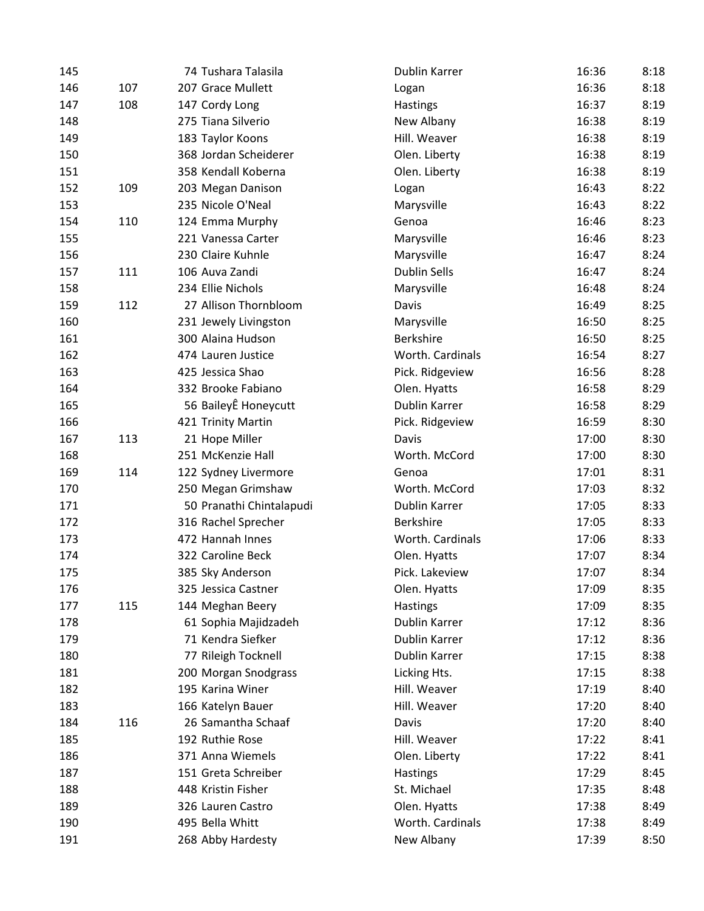| | | | | | |
|---|---|---|---|---|---|
| 145 | | 74 Tushara Talasila | Dublin Karrer | 16:36 | 8:18 |
| 146 | 107 | 207 Grace Mullett | Logan | 16:36 | 8:18 |
| 147 | 108 | 147 Cordy Long | Hastings | 16:37 | 8:19 |
| 148 | | 275 Tiana Silverio | New Albany | 16:38 | 8:19 |
| 149 | | 183 Taylor Koons | Hill. Weaver | 16:38 | 8:19 |
| 150 | | 368 Jordan Scheiderer | Olen. Liberty | 16:38 | 8:19 |
| 151 | | 358 Kendall Koberna | Olen. Liberty | 16:38 | 8:19 |
| 152 | 109 | 203 Megan Danison | Logan | 16:43 | 8:22 |
| 153 | | 235 Nicole O'Neal | Marysville | 16:43 | 8:22 |
| 154 | 110 | 124 Emma Murphy | Genoa | 16:46 | 8:23 |
| 155 | | 221 Vanessa Carter | Marysville | 16:46 | 8:23 |
| 156 | | 230 Claire Kuhnle | Marysville | 16:47 | 8:24 |
| 157 | 111 | 106 Auva Zandi | Dublin Sells | 16:47 | 8:24 |
| 158 | | 234 Ellie Nichols | Marysville | 16:48 | 8:24 |
| 159 | 112 | 27 Allison Thornbloom | Davis | 16:49 | 8:25 |
| 160 | | 231 Jewely Livingston | Marysville | 16:50 | 8:25 |
| 161 | | 300 Alaina Hudson | Berkshire | 16:50 | 8:25 |
| 162 | | 474 Lauren Justice | Worth. Cardinals | 16:54 | 8:27 |
| 163 | | 425 Jessica Shao | Pick. Ridgeview | 16:56 | 8:28 |
| 164 | | 332 Brooke Fabiano | Olen. Hyatts | 16:58 | 8:29 |
| 165 | | 56 BaileyÊ Honeycutt | Dublin Karrer | 16:58 | 8:29 |
| 166 | | 421 Trinity Martin | Pick. Ridgeview | 16:59 | 8:30 |
| 167 | 113 | 21 Hope Miller | Davis | 17:00 | 8:30 |
| 168 | | 251 McKenzie Hall | Worth. McCord | 17:00 | 8:30 |
| 169 | 114 | 122 Sydney Livermore | Genoa | 17:01 | 8:31 |
| 170 | | 250 Megan Grimshaw | Worth. McCord | 17:03 | 8:32 |
| 171 | | 50 Pranathi Chintalapudi | Dublin Karrer | 17:05 | 8:33 |
| 172 | | 316 Rachel Sprecher | Berkshire | 17:05 | 8:33 |
| 173 | | 472 Hannah Innes | Worth. Cardinals | 17:06 | 8:33 |
| 174 | | 322 Caroline Beck | Olen. Hyatts | 17:07 | 8:34 |
| 175 | | 385 Sky Anderson | Pick. Lakeview | 17:07 | 8:34 |
| 176 | | 325 Jessica Castner | Olen. Hyatts | 17:09 | 8:35 |
| 177 | 115 | 144 Meghan Beery | Hastings | 17:09 | 8:35 |
| 178 | | 61 Sophia Majidzadeh | Dublin Karrer | 17:12 | 8:36 |
| 179 | | 71 Kendra Siefker | Dublin Karrer | 17:12 | 8:36 |
| 180 | | 77 Rileigh Tocknell | Dublin Karrer | 17:15 | 8:38 |
| 181 | | 200 Morgan Snodgrass | Licking Hts. | 17:15 | 8:38 |
| 182 | | 195 Karina Winer | Hill. Weaver | 17:19 | 8:40 |
| 183 | | 166 Katelyn Bauer | Hill. Weaver | 17:20 | 8:40 |
| 184 | 116 | 26 Samantha Schaaf | Davis | 17:20 | 8:40 |
| 185 | | 192 Ruthie Rose | Hill. Weaver | 17:22 | 8:41 |
| 186 | | 371 Anna Wiemels | Olen. Liberty | 17:22 | 8:41 |
| 187 | | 151 Greta Schreiber | Hastings | 17:29 | 8:45 |
| 188 | | 448 Kristin Fisher | St. Michael | 17:35 | 8:48 |
| 189 | | 326 Lauren Castro | Olen. Hyatts | 17:38 | 8:49 |
| 190 | | 495 Bella Whitt | Worth. Cardinals | 17:38 | 8:49 |
| 191 | | 268 Abby Hardesty | New Albany | 17:39 | 8:50 |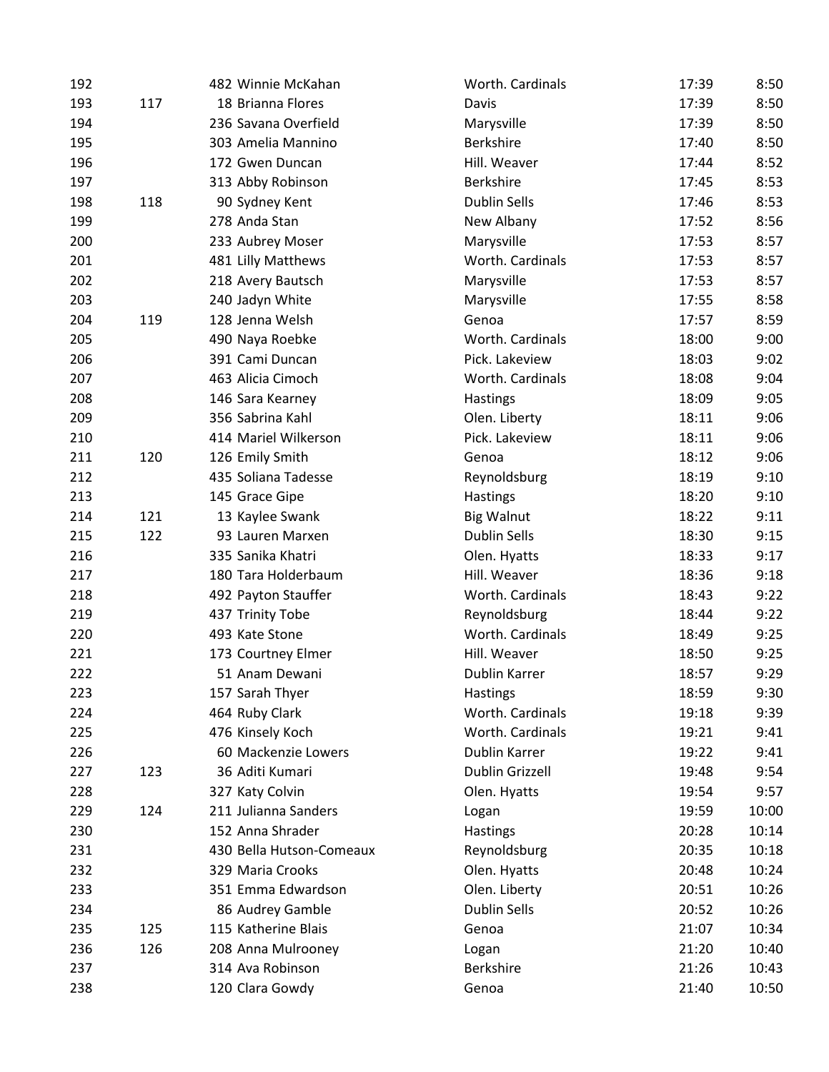| | | | | | |
|---|---|---|---|---|---|
| 192 | | 482 Winnie McKahan | Worth. Cardinals | 17:39 | 8:50 |
| 193 | 117 | 18 Brianna Flores | Davis | 17:39 | 8:50 |
| 194 | | 236 Savana Overfield | Marysville | 17:39 | 8:50 |
| 195 | | 303 Amelia Mannino | Berkshire | 17:40 | 8:50 |
| 196 | | 172 Gwen Duncan | Hill. Weaver | 17:44 | 8:52 |
| 197 | | 313 Abby Robinson | Berkshire | 17:45 | 8:53 |
| 198 | 118 | 90 Sydney Kent | Dublin Sells | 17:46 | 8:53 |
| 199 | | 278 Anda Stan | New Albany | 17:52 | 8:56 |
| 200 | | 233 Aubrey Moser | Marysville | 17:53 | 8:57 |
| 201 | | 481 Lilly Matthews | Worth. Cardinals | 17:53 | 8:57 |
| 202 | | 218 Avery Bautsch | Marysville | 17:53 | 8:57 |
| 203 | | 240 Jadyn White | Marysville | 17:55 | 8:58 |
| 204 | 119 | 128 Jenna Welsh | Genoa | 17:57 | 8:59 |
| 205 | | 490 Naya Roebke | Worth. Cardinals | 18:00 | 9:00 |
| 206 | | 391 Cami Duncan | Pick. Lakeview | 18:03 | 9:02 |
| 207 | | 463 Alicia Cimoch | Worth. Cardinals | 18:08 | 9:04 |
| 208 | | 146 Sara Kearney | Hastings | 18:09 | 9:05 |
| 209 | | 356 Sabrina Kahl | Olen. Liberty | 18:11 | 9:06 |
| 210 | | 414 Mariel Wilkerson | Pick. Lakeview | 18:11 | 9:06 |
| 211 | 120 | 126 Emily Smith | Genoa | 18:12 | 9:06 |
| 212 | | 435 Soliana Tadesse | Reynoldsburg | 18:19 | 9:10 |
| 213 | | 145 Grace Gipe | Hastings | 18:20 | 9:10 |
| 214 | 121 | 13 Kaylee Swank | Big Walnut | 18:22 | 9:11 |
| 215 | 122 | 93 Lauren Marxen | Dublin Sells | 18:30 | 9:15 |
| 216 | | 335 Sanika Khatri | Olen. Hyatts | 18:33 | 9:17 |
| 217 | | 180 Tara Holderbaum | Hill. Weaver | 18:36 | 9:18 |
| 218 | | 492 Payton Stauffer | Worth. Cardinals | 18:43 | 9:22 |
| 219 | | 437 Trinity Tobe | Reynoldsburg | 18:44 | 9:22 |
| 220 | | 493 Kate Stone | Worth. Cardinals | 18:49 | 9:25 |
| 221 | | 173 Courtney Elmer | Hill. Weaver | 18:50 | 9:25 |
| 222 | | 51 Anam Dewani | Dublin Karrer | 18:57 | 9:29 |
| 223 | | 157 Sarah Thyer | Hastings | 18:59 | 9:30 |
| 224 | | 464 Ruby Clark | Worth. Cardinals | 19:18 | 9:39 |
| 225 | | 476 Kinsely Koch | Worth. Cardinals | 19:21 | 9:41 |
| 226 | | 60 Mackenzie Lowers | Dublin Karrer | 19:22 | 9:41 |
| 227 | 123 | 36 Aditi Kumari | Dublin Grizzell | 19:48 | 9:54 |
| 228 | | 327 Katy Colvin | Olen. Hyatts | 19:54 | 9:57 |
| 229 | 124 | 211 Julianna Sanders | Logan | 19:59 | 10:00 |
| 230 | | 152 Anna Shrader | Hastings | 20:28 | 10:14 |
| 231 | | 430 Bella Hutson-Comeaux | Reynoldsburg | 20:35 | 10:18 |
| 232 | | 329 Maria Crooks | Olen. Hyatts | 20:48 | 10:24 |
| 233 | | 351 Emma Edwardson | Olen. Liberty | 20:51 | 10:26 |
| 234 | | 86 Audrey Gamble | Dublin Sells | 20:52 | 10:26 |
| 235 | 125 | 115 Katherine Blais | Genoa | 21:07 | 10:34 |
| 236 | 126 | 208 Anna Mulrooney | Logan | 21:20 | 10:40 |
| 237 | | 314 Ava Robinson | Berkshire | 21:26 | 10:43 |
| 238 | | 120 Clara Gowdy | Genoa | 21:40 | 10:50 |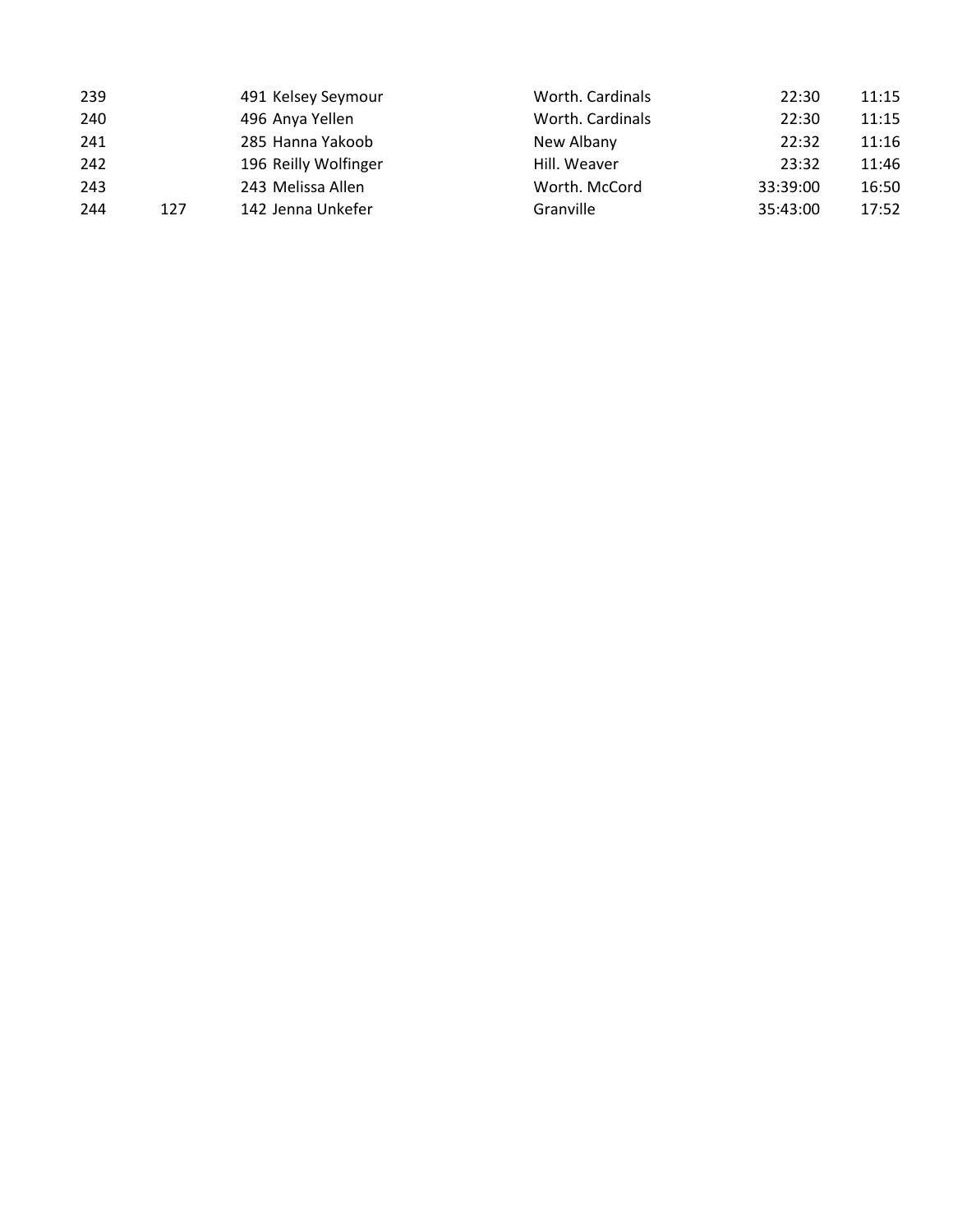| | | | | | | |
|---|---|---|---|---|---|---|
| 239 | | 491 | Kelsey Seymour | Worth. Cardinals | 22:30 | 11:15 |
| 240 | | 496 | Anya Yellen | Worth. Cardinals | 22:30 | 11:15 |
| 241 | | 285 | Hanna Yakoob | New Albany | 22:32 | 11:16 |
| 242 | | 196 | Reilly Wolfinger | Hill. Weaver | 23:32 | 11:46 |
| 243 | | 243 | Melissa Allen | Worth. McCord | 33:39:00 | 16:50 |
| 244 | 127 | 142 | Jenna Unkefer | Granville | 35:43:00 | 17:52 |